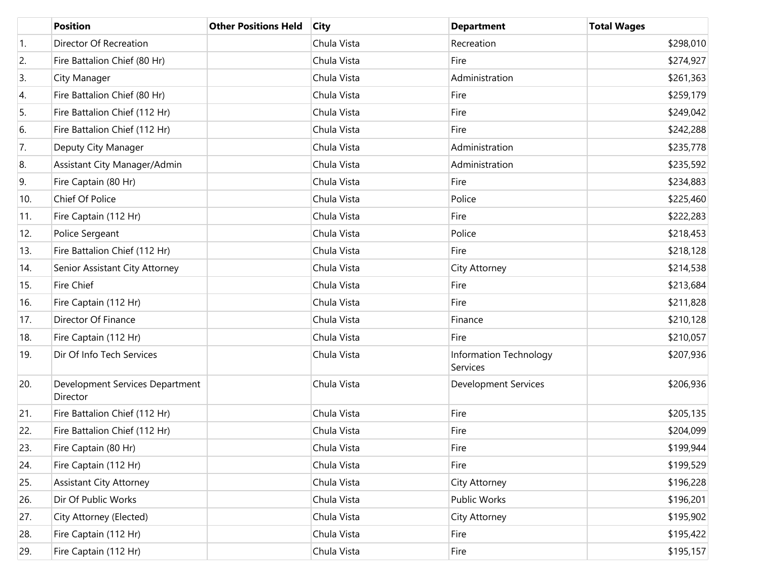| | Position | Other Positions Held | City | Department | Total Wages |
|---|---|---|---|---|---|
| 1. | Director Of Recreation | | Chula Vista | Recreation | $298,010 |
| 2. | Fire Battalion Chief (80 Hr) | | Chula Vista | Fire | $274,927 |
| 3. | City Manager | | Chula Vista | Administration | $261,363 |
| 4. | Fire Battalion Chief (80 Hr) | | Chula Vista | Fire | $259,179 |
| 5. | Fire Battalion Chief (112 Hr) | | Chula Vista | Fire | $249,042 |
| 6. | Fire Battalion Chief (112 Hr) | | Chula Vista | Fire | $242,288 |
| 7. | Deputy City Manager | | Chula Vista | Administration | $235,778 |
| 8. | Assistant City Manager/Admin | | Chula Vista | Administration | $235,592 |
| 9. | Fire Captain (80 Hr) | | Chula Vista | Fire | $234,883 |
| 10. | Chief Of Police | | Chula Vista | Police | $225,460 |
| 11. | Fire Captain (112 Hr) | | Chula Vista | Fire | $222,283 |
| 12. | Police Sergeant | | Chula Vista | Police | $218,453 |
| 13. | Fire Battalion Chief (112 Hr) | | Chula Vista | Fire | $218,128 |
| 14. | Senior Assistant City Attorney | | Chula Vista | City Attorney | $214,538 |
| 15. | Fire Chief | | Chula Vista | Fire | $213,684 |
| 16. | Fire Captain (112 Hr) | | Chula Vista | Fire | $211,828 |
| 17. | Director Of Finance | | Chula Vista | Finance | $210,128 |
| 18. | Fire Captain (112 Hr) | | Chula Vista | Fire | $210,057 |
| 19. | Dir Of Info Tech Services | | Chula Vista | Information Technology Services | $207,936 |
| 20. | Development Services Department Director | | Chula Vista | Development Services | $206,936 |
| 21. | Fire Battalion Chief (112 Hr) | | Chula Vista | Fire | $205,135 |
| 22. | Fire Battalion Chief (112 Hr) | | Chula Vista | Fire | $204,099 |
| 23. | Fire Captain (80 Hr) | | Chula Vista | Fire | $199,944 |
| 24. | Fire Captain (112 Hr) | | Chula Vista | Fire | $199,529 |
| 25. | Assistant City Attorney | | Chula Vista | City Attorney | $196,228 |
| 26. | Dir Of Public Works | | Chula Vista | Public Works | $196,201 |
| 27. | City Attorney (Elected) | | Chula Vista | City Attorney | $195,902 |
| 28. | Fire Captain (112 Hr) | | Chula Vista | Fire | $195,422 |
| 29. | Fire Captain (112 Hr) | | Chula Vista | Fire | $195,157 |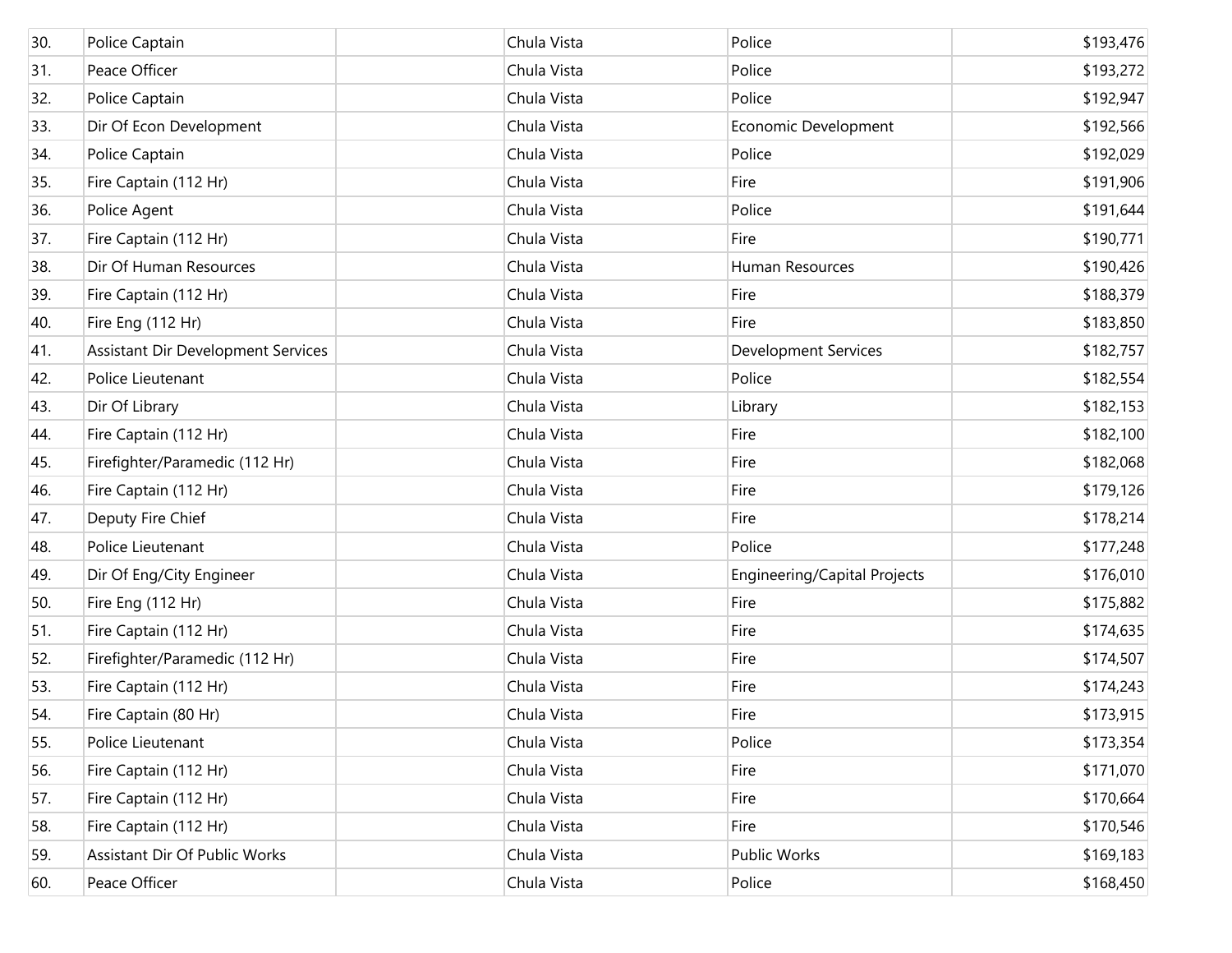| | | | | | |
|---|---|---|---|---|---|
| 30. | Police Captain | | Chula Vista | Police | $193,476 |
| 31. | Peace Officer | | Chula Vista | Police | $193,272 |
| 32. | Police Captain | | Chula Vista | Police | $192,947 |
| 33. | Dir Of Econ Development | | Chula Vista | Economic Development | $192,566 |
| 34. | Police Captain | | Chula Vista | Police | $192,029 |
| 35. | Fire Captain (112 Hr) | | Chula Vista | Fire | $191,906 |
| 36. | Police Agent | | Chula Vista | Police | $191,644 |
| 37. | Fire Captain (112 Hr) | | Chula Vista | Fire | $190,771 |
| 38. | Dir Of Human Resources | | Chula Vista | Human Resources | $190,426 |
| 39. | Fire Captain (112 Hr) | | Chula Vista | Fire | $188,379 |
| 40. | Fire Eng (112 Hr) | | Chula Vista | Fire | $183,850 |
| 41. | Assistant Dir Development Services | | Chula Vista | Development Services | $182,757 |
| 42. | Police Lieutenant | | Chula Vista | Police | $182,554 |
| 43. | Dir Of Library | | Chula Vista | Library | $182,153 |
| 44. | Fire Captain (112 Hr) | | Chula Vista | Fire | $182,100 |
| 45. | Firefighter/Paramedic (112 Hr) | | Chula Vista | Fire | $182,068 |
| 46. | Fire Captain (112 Hr) | | Chula Vista | Fire | $179,126 |
| 47. | Deputy Fire Chief | | Chula Vista | Fire | $178,214 |
| 48. | Police Lieutenant | | Chula Vista | Police | $177,248 |
| 49. | Dir Of Eng/City Engineer | | Chula Vista | Engineering/Capital Projects | $176,010 |
| 50. | Fire Eng (112 Hr) | | Chula Vista | Fire | $175,882 |
| 51. | Fire Captain (112 Hr) | | Chula Vista | Fire | $174,635 |
| 52. | Firefighter/Paramedic (112 Hr) | | Chula Vista | Fire | $174,507 |
| 53. | Fire Captain (112 Hr) | | Chula Vista | Fire | $174,243 |
| 54. | Fire Captain (80 Hr) | | Chula Vista | Fire | $173,915 |
| 55. | Police Lieutenant | | Chula Vista | Police | $173,354 |
| 56. | Fire Captain (112 Hr) | | Chula Vista | Fire | $171,070 |
| 57. | Fire Captain (112 Hr) | | Chula Vista | Fire | $170,664 |
| 58. | Fire Captain (112 Hr) | | Chula Vista | Fire | $170,546 |
| 59. | Assistant Dir Of Public Works | | Chula Vista | Public Works | $169,183 |
| 60. | Peace Officer | | Chula Vista | Police | $168,450 |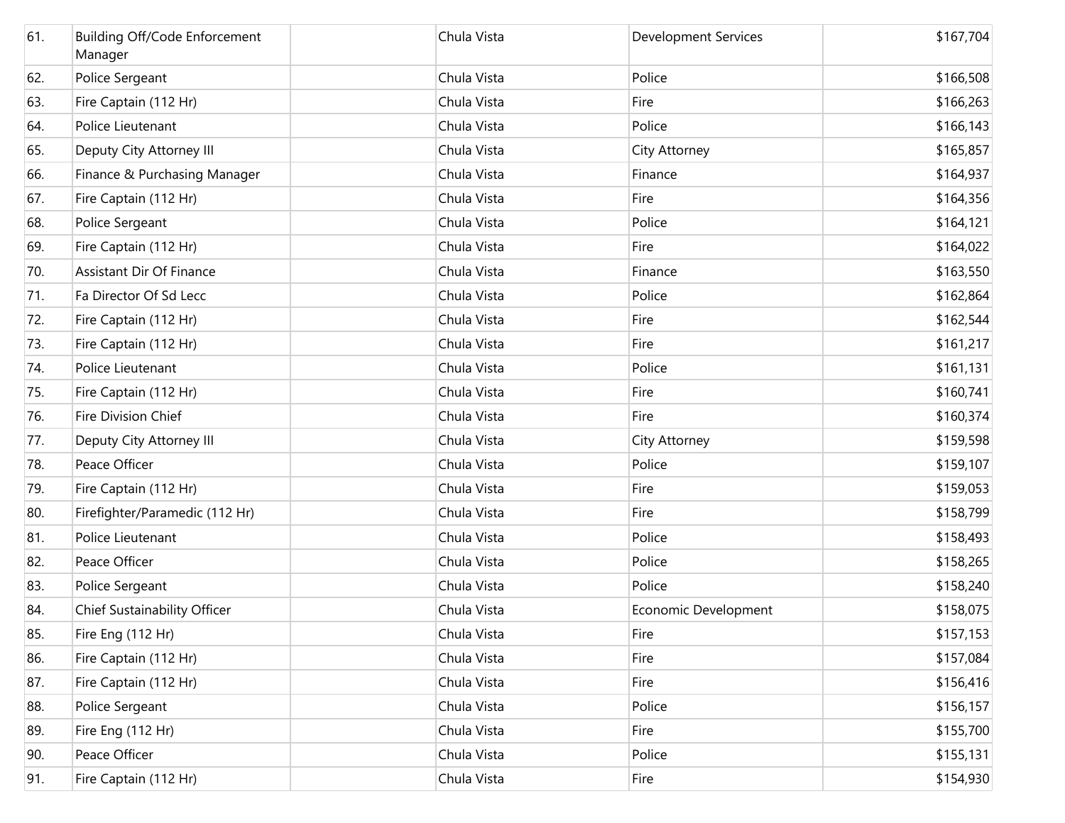| | | | | | |
|---|---|---|---|---|---|
| 61. | Building Off/Code Enforcement Manager | | Chula Vista | Development Services | $167,704 |
| 62. | Police Sergeant | | Chula Vista | Police | $166,508 |
| 63. | Fire Captain (112 Hr) | | Chula Vista | Fire | $166,263 |
| 64. | Police Lieutenant | | Chula Vista | Police | $166,143 |
| 65. | Deputy City Attorney III | | Chula Vista | City Attorney | $165,857 |
| 66. | Finance & Purchasing Manager | | Chula Vista | Finance | $164,937 |
| 67. | Fire Captain (112 Hr) | | Chula Vista | Fire | $164,356 |
| 68. | Police Sergeant | | Chula Vista | Police | $164,121 |
| 69. | Fire Captain (112 Hr) | | Chula Vista | Fire | $164,022 |
| 70. | Assistant Dir Of Finance | | Chula Vista | Finance | $163,550 |
| 71. | Fa Director Of Sd Lecc | | Chula Vista | Police | $162,864 |
| 72. | Fire Captain (112 Hr) | | Chula Vista | Fire | $162,544 |
| 73. | Fire Captain (112 Hr) | | Chula Vista | Fire | $161,217 |
| 74. | Police Lieutenant | | Chula Vista | Police | $161,131 |
| 75. | Fire Captain (112 Hr) | | Chula Vista | Fire | $160,741 |
| 76. | Fire Division Chief | | Chula Vista | Fire | $160,374 |
| 77. | Deputy City Attorney III | | Chula Vista | City Attorney | $159,598 |
| 78. | Peace Officer | | Chula Vista | Police | $159,107 |
| 79. | Fire Captain (112 Hr) | | Chula Vista | Fire | $159,053 |
| 80. | Firefighter/Paramedic (112 Hr) | | Chula Vista | Fire | $158,799 |
| 81. | Police Lieutenant | | Chula Vista | Police | $158,493 |
| 82. | Peace Officer | | Chula Vista | Police | $158,265 |
| 83. | Police Sergeant | | Chula Vista | Police | $158,240 |
| 84. | Chief Sustainability Officer | | Chula Vista | Economic Development | $158,075 |
| 85. | Fire Eng (112 Hr) | | Chula Vista | Fire | $157,153 |
| 86. | Fire Captain (112 Hr) | | Chula Vista | Fire | $157,084 |
| 87. | Fire Captain (112 Hr) | | Chula Vista | Fire | $156,416 |
| 88. | Police Sergeant | | Chula Vista | Police | $156,157 |
| 89. | Fire Eng (112 Hr) | | Chula Vista | Fire | $155,700 |
| 90. | Peace Officer | | Chula Vista | Police | $155,131 |
| 91. | Fire Captain (112 Hr) | | Chula Vista | Fire | $154,930 |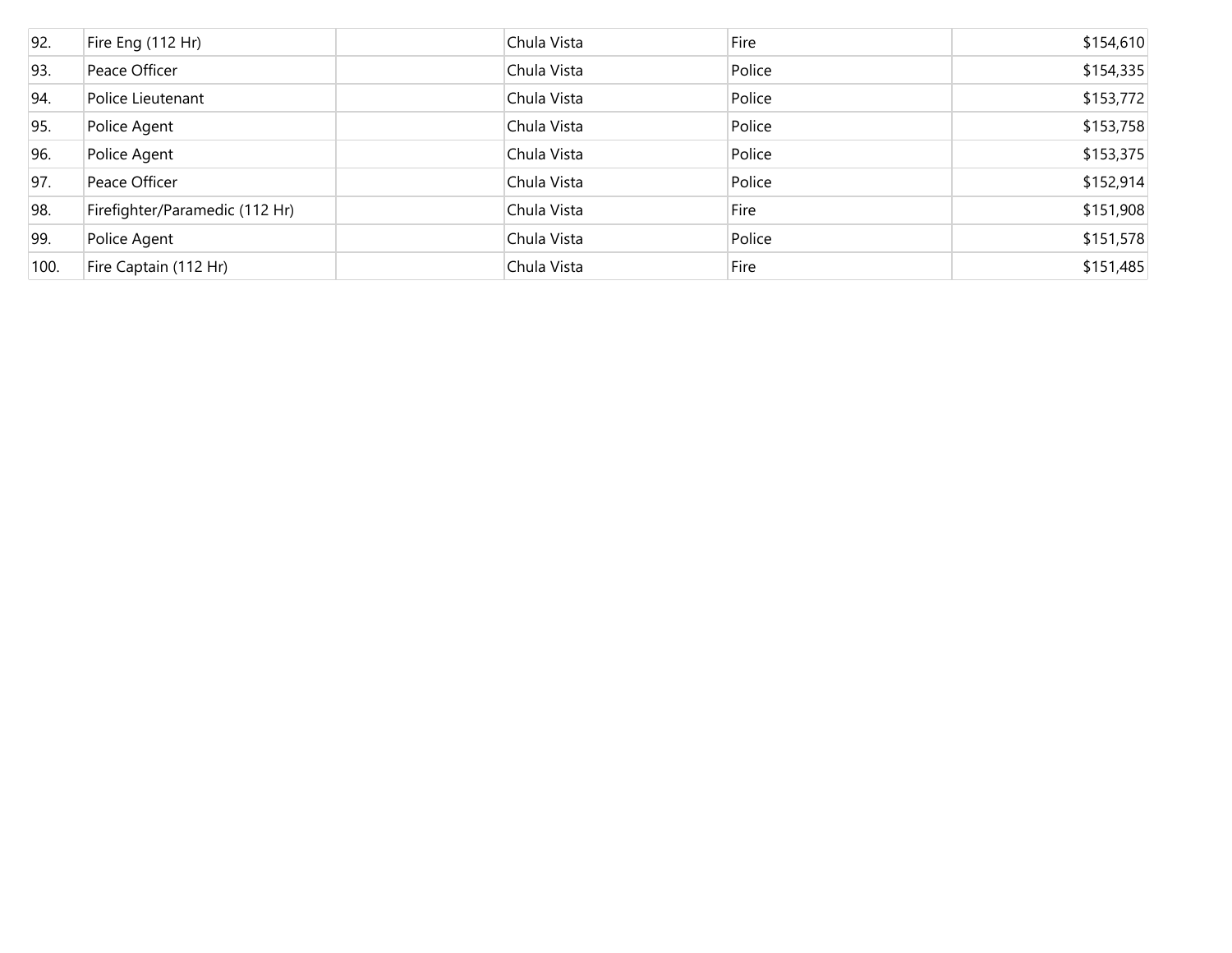| | | | | | |
|---|---|---|---|---|---|
| 92. | Fire Eng (112 Hr) | | Chula Vista | Fire | $154,610 |
| 93. | Peace Officer | | Chula Vista | Police | $154,335 |
| 94. | Police Lieutenant | | Chula Vista | Police | $153,772 |
| 95. | Police Agent | | Chula Vista | Police | $153,758 |
| 96. | Police Agent | | Chula Vista | Police | $153,375 |
| 97. | Peace Officer | | Chula Vista | Police | $152,914 |
| 98. | Firefighter/Paramedic (112 Hr) | | Chula Vista | Fire | $151,908 |
| 99. | Police Agent | | Chula Vista | Police | $151,578 |
| 100. | Fire Captain (112 Hr) | | Chula Vista | Fire | $151,485 |